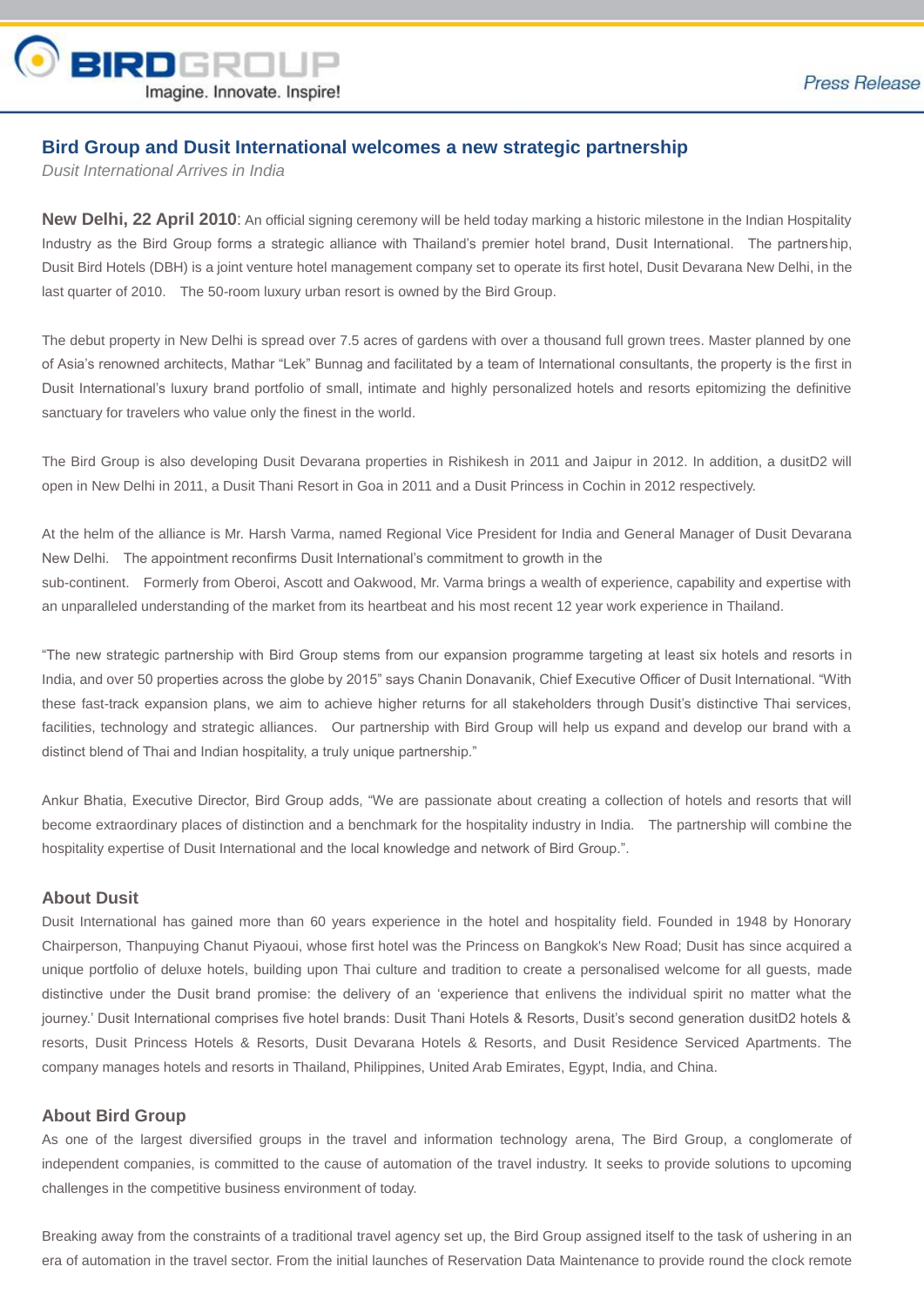# Bird Group and Dusit International welcomes a new strategic partnership

*Dusit International Arrives in India*

**New Delhi, 22 April 2010**: An official signing ceremony will be held today marking a historic milestone in the Indian Hospitality Industry as the Bird Group forms a strategic alliance with Thailand's premier hotel brand, Dusit International. The partnership, Dusit Bird Hotels (DBH) is a joint venture hotel management company set to operate its first hotel, Dusit Devarana New Delhi, in the last quarter of 2010. The 50-room luxury urban resort is owned by the Bird Group.

The debut property in New Delhi is spread over 7.5 acres of gardens with over a thousand full grown trees. Master planned by one of Asia's renowned architects, Mathar "Lek" Bunnag and facilitated by a team of International consultants, the property is the first in Dusit International's luxury brand portfolio of small, intimate and highly personalized hotels and resorts epitomizing the definitive sanctuary for travelers who value only the finest in the world.

The Bird Group is also developing Dusit Devarana properties in Rishikesh in 2011 and Jaipur in 2012. In addition, a dusitD2 will open in New Delhi in 2011, a Dusit Thani Resort in Goa in 2011 and a Dusit Princess in Cochin in 2012 respectively.

At the helm of the alliance is Mr. Harsh Varma, named Regional Vice President for India and General Manager of Dusit Devarana New Delhi. The appointment reconfirms Dusit International's commitment to growth in the sub-continent. Formerly from Oberoi, Ascott and Oakwood, Mr. Varma brings a wealth of experience, capability and expertise with an unparalleled understanding of the market from its heartbeat and his most recent 12 year work experience in Thailand.

"The new strategic partnership with Bird Group stems from our expansion programme targeting at least six hotels and resorts in India, and over 50 properties across the globe by 2015" says Chanin Donavanik, Chief Executive Officer of Dusit International. "With these fast-track expansion plans, we aim to achieve higher returns for all stakeholders through Dusit's distinctive Thai services, facilities, technology and strategic alliances. Our partnership with Bird Group will help us expand and develop our brand with a distinct blend of Thai and Indian hospitality, a truly unique partnership."

Ankur Bhatia, Executive Director, Bird Group adds, "We are passionate about creating a collection of hotels and resorts that will become extraordinary places of distinction and a benchmark for the hospitality industry in India. The partnership will combine the hospitality expertise of Dusit International and the local knowledge and network of Bird Group.".

## About Dusit

Dusit International has gained more than 60 years experience in the hotel and hospitality field. Founded in 1948 by Honorary Chairperson, Thanpuying Chanut Piyaoui, whose first hotel was the Princess on Bangkok's New Road; Dusit has since acquired a unique portfolio of deluxe hotels, building upon Thai culture and tradition to create a personalised welcome for all guests, made distinctive under the Dusit brand promise: the delivery of an 'experience that enlivens the individual spirit no matter what the journey.' Dusit International comprises five hotel brands: Dusit Thani Hotels & Resorts, Dusit's second generation dusitD2 hotels & resorts, Dusit Princess Hotels & Resorts, Dusit Devarana Hotels & Resorts, and Dusit Residence Serviced Apartments. The company manages hotels and resorts in Thailand, Philippines, United Arab Emirates, Egypt, India, and China.

## About Bird Group

As one of the largest diversified groups in the travel and information technology arena, The Bird Group, a conglomerate of independent companies, is committed to the cause of automation of the travel industry. It seeks to provide solutions to upcoming challenges in the competitive business environment of today.

Breaking away from the constraints of a traditional travel agency set up, the Bird Group assigned itself to the task of ushering in an era of automation in the travel sector. From the initial launches of Reservation Data Maintenance to provide round the clock remote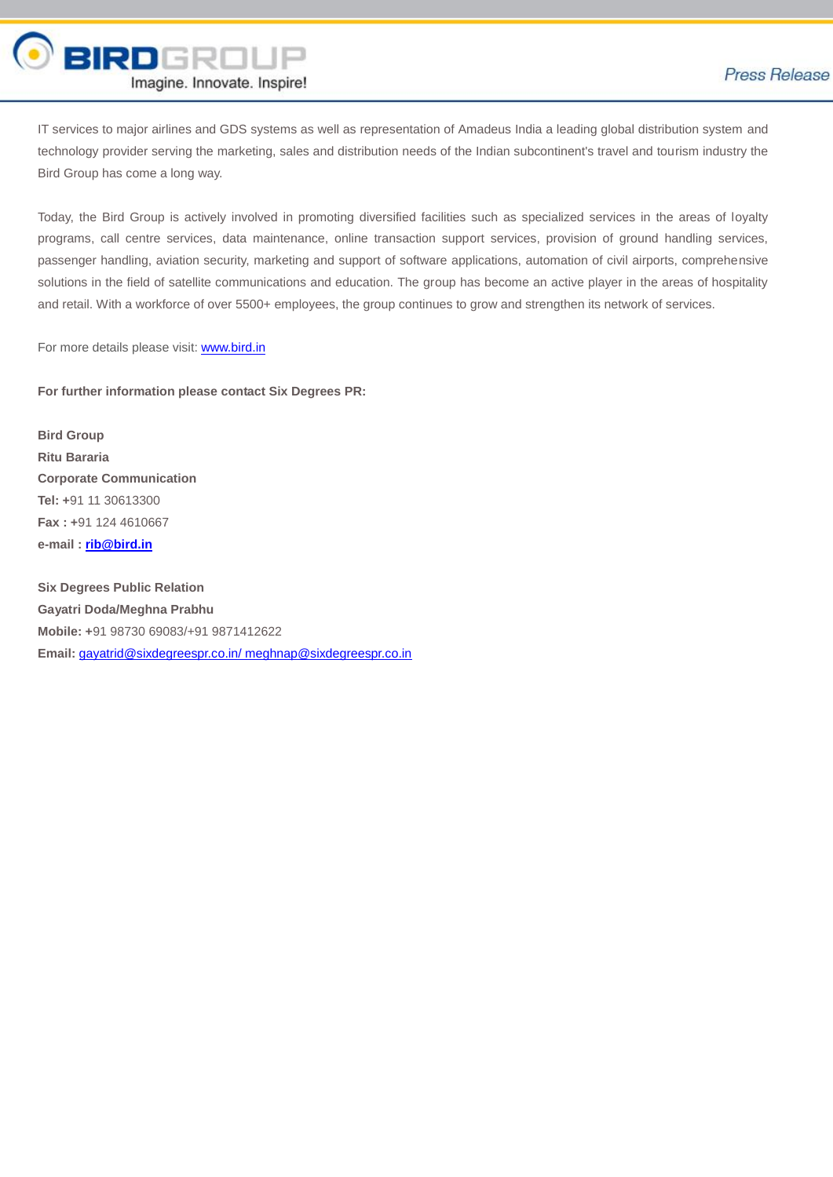IT services to major airlines and GDS systems as well as representation of Amadeus India a leading global distribution system and technology provider serving the marketing, sales and distribution needs of the Indian subcontinent's travel and tourism industry the Bird Group has come a long way.

Today, the Bird Group is actively involved in promoting diversified facilities such as specialized services in the areas of loyalty programs, call centre services, data maintenance, online transaction support services, provision of ground handling services, passenger handling, aviation security, marketing and support of software applications, automation of civil airports, comprehensive solutions in the field of satellite communications and education. The group has become an active player in the areas of hospitality and retail. With a workforce of over 5500+ employees, the group continues to grow and strengthen its network of services.

For more details please visit: www.bird.in

**For further information please contact Six Degrees PR:**

**Bird Group**
**Ritu Bararia**
**Corporate Communication**
**Tel:** +91 11 30613300
**Fax :** +91 124 4610667
**e-mail :** **rib@bird.in**

**Six Degrees Public Relation**
**Gayatri Doda/Meghna Prabhu**
**Mobile:** +91 98730 69083/+91 9871412622
**Email:** gayatrid@sixdegreespr.co.in/ meghnap@sixdegreespr.co.in